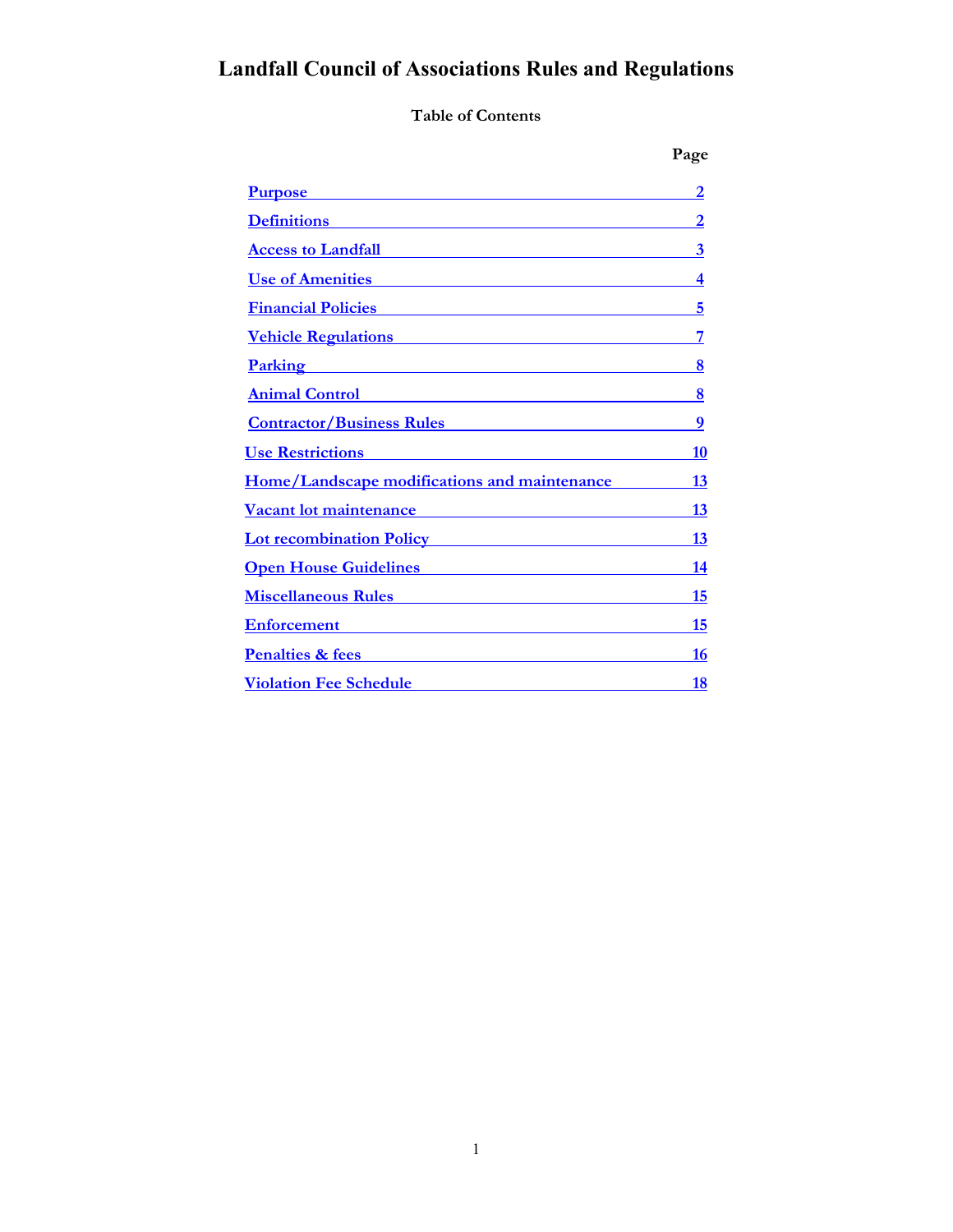# Landfall Council of Associations Rules and Regulations

**Table of Contents**

| | Page |
|---|---|
| Purpose | 2 |
| Definitions | 2 |
| Access to Landfall | 3 |
| Use of Amenities | 4 |
| Financial Policies | 5 |
| Vehicle Regulations | 7 |
| Parking | 8 |
| Animal Control | 8 |
| Contractor/Business Rules | 9 |
| Use Restrictions | 10 |
| Home/Landscape modifications and maintenance | 13 |
| Vacant lot maintenance | 13 |
| Lot recombination Policy | 13 |
| Open House Guidelines | 14 |
| Miscellaneous Rules | 15 |
| Enforcement | 15 |
| Penalties & fees | 16 |
| Violation Fee Schedule | 18 |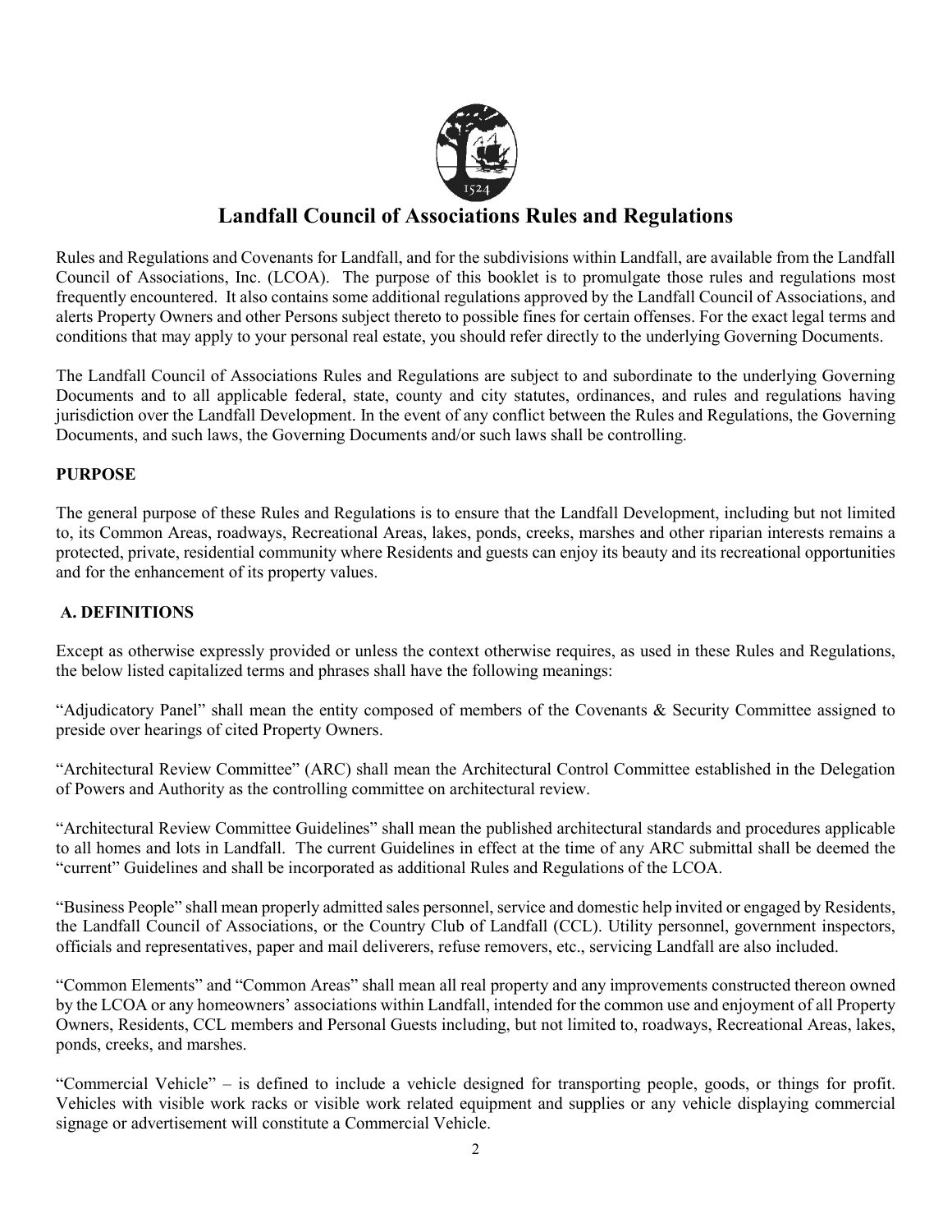# Landfall Council of Associations Rules and Regulations

Rules and Regulations and Covenants for Landfall, and for the subdivisions within Landfall, are available from the Landfall Council of Associations, Inc. (LCOA). The purpose of this booklet is to promulgate those rules and regulations most frequently encountered. It also contains some additional regulations approved by the Landfall Council of Associations, and alerts Property Owners and other Persons subject thereto to possible fines for certain offenses. For the exact legal terms and conditions that may apply to your personal real estate, you should refer directly to the underlying Governing Documents.

The Landfall Council of Associations Rules and Regulations are subject to and subordinate to the underlying Governing Documents and to all applicable federal, state, county and city statutes, ordinances, and rules and regulations having jurisdiction over the Landfall Development. In the event of any conflict between the Rules and Regulations, the Governing Documents, and such laws, the Governing Documents and/or such laws shall be controlling.

## PURPOSE

The general purpose of these Rules and Regulations is to ensure that the Landfall Development, including but not limited to, its Common Areas, roadways, Recreational Areas, lakes, ponds, creeks, marshes and other riparian interests remains a protected, private, residential community where Residents and guests can enjoy its beauty and its recreational opportunities and for the enhancement of its property values.

## A. DEFINITIONS

Except as otherwise expressly provided or unless the context otherwise requires, as used in these Rules and Regulations, the below listed capitalized terms and phrases shall have the following meanings:

"Adjudicatory Panel" shall mean the entity composed of members of the Covenants & Security Committee assigned to preside over hearings of cited Property Owners.

"Architectural Review Committee" (ARC) shall mean the Architectural Control Committee established in the Delegation of Powers and Authority as the controlling committee on architectural review.

"Architectural Review Committee Guidelines" shall mean the published architectural standards and procedures applicable to all homes and lots in Landfall. The current Guidelines in effect at the time of any ARC submittal shall be deemed the "current" Guidelines and shall be incorporated as additional Rules and Regulations of the LCOA.

"Business People" shall mean properly admitted sales personnel, service and domestic help invited or engaged by Residents, the Landfall Council of Associations, or the Country Club of Landfall (CCL). Utility personnel, government inspectors, officials and representatives, paper and mail deliverers, refuse removers, etc., servicing Landfall are also included.

"Common Elements" and "Common Areas" shall mean all real property and any improvements constructed thereon owned by the LCOA or any homeowners' associations within Landfall, intended for the common use and enjoyment of all Property Owners, Residents, CCL members and Personal Guests including, but not limited to, roadways, Recreational Areas, lakes, ponds, creeks, and marshes.

"Commercial Vehicle" – is defined to include a vehicle designed for transporting people, goods, or things for profit. Vehicles with visible work racks or visible work related equipment and supplies or any vehicle displaying commercial signage or advertisement will constitute a Commercial Vehicle.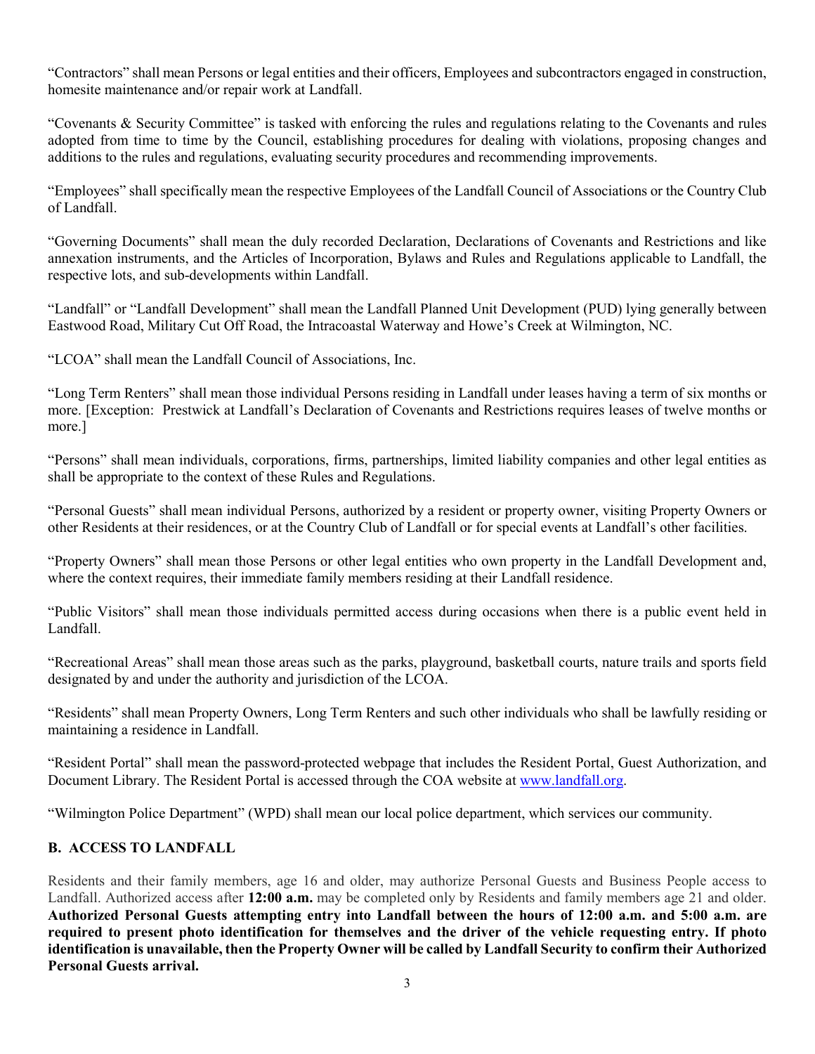“Contractors” shall mean Persons or legal entities and their officers, Employees and subcontractors engaged in construction, homesite maintenance and/or repair work at Landfall.

“Covenants & Security Committee” is tasked with enforcing the rules and regulations relating to the Covenants and rules adopted from time to time by the Council, establishing procedures for dealing with violations, proposing changes and additions to the rules and regulations, evaluating security procedures and recommending improvements.

“Employees” shall specifically mean the respective Employees of the Landfall Council of Associations or the Country Club of Landfall.

“Governing Documents” shall mean the duly recorded Declaration, Declarations of Covenants and Restrictions and like annexation instruments, and the Articles of Incorporation, Bylaws and Rules and Regulations applicable to Landfall, the respective lots, and sub-developments within Landfall.

“Landfall” or “Landfall Development” shall mean the Landfall Planned Unit Development (PUD) lying generally between Eastwood Road, Military Cut Off Road, the Intracoastal Waterway and Howe’s Creek at Wilmington, NC.

“LCOA” shall mean the Landfall Council of Associations, Inc.

“Long Term Renters” shall mean those individual Persons residing in Landfall under leases having a term of six months or more. [Exception: Prestwick at Landfall’s Declaration of Covenants and Restrictions requires leases of twelve months or more.]

“Persons” shall mean individuals, corporations, firms, partnerships, limited liability companies and other legal entities as shall be appropriate to the context of these Rules and Regulations.

“Personal Guests” shall mean individual Persons, authorized by a resident or property owner, visiting Property Owners or other Residents at their residences, or at the Country Club of Landfall or for special events at Landfall’s other facilities.

“Property Owners” shall mean those Persons or other legal entities who own property in the Landfall Development and, where the context requires, their immediate family members residing at their Landfall residence.

“Public Visitors” shall mean those individuals permitted access during occasions when there is a public event held in Landfall.

“Recreational Areas” shall mean those areas such as the parks, playground, basketball courts, nature trails and sports field designated by and under the authority and jurisdiction of the LCOA.

“Residents” shall mean Property Owners, Long Term Renters and such other individuals who shall be lawfully residing or maintaining a residence in Landfall.

“Resident Portal” shall mean the password-protected webpage that includes the Resident Portal, Guest Authorization, and Document Library. The Resident Portal is accessed through the COA website at [www.landfall.org](http://www.landfall.org).

“Wilmington Police Department” (WPD) shall mean our local police department, which services our community.

## B. ACCESS TO LANDFALL

Residents and their family members, age 16 and older, may authorize Personal Guests and Business People access to Landfall. Authorized access after **12:00 a.m.** may be completed only by Residents and family members age 21 and older. **Authorized Personal Guests attempting entry into Landfall between the hours of 12:00 a.m. and 5:00 a.m. are required to present photo identification for themselves and the driver of the vehicle requesting entry. If photo identification is unavailable, then the Property Owner will be called by Landfall Security to confirm their Authorized Personal Guests arrival.**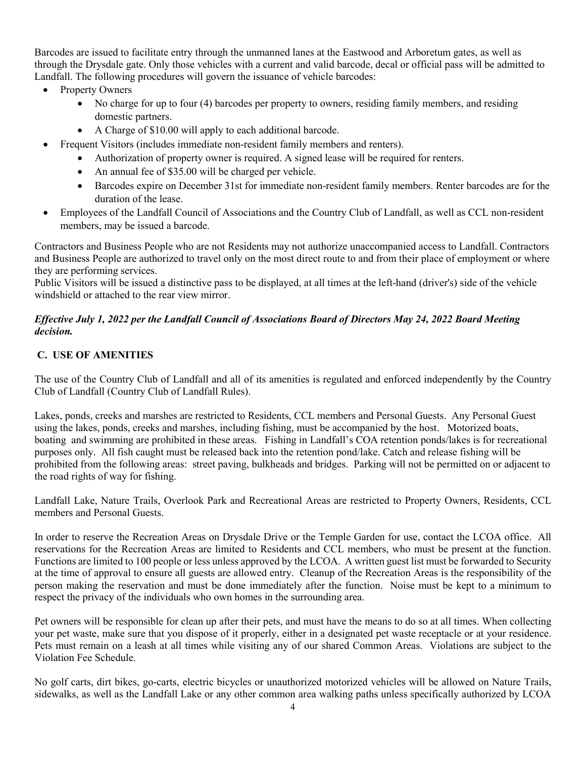Barcodes are issued to facilitate entry through the unmanned lanes at the Eastwood and Arboretum gates, as well as through the Drysdale gate. Only those vehicles with a current and valid barcode, decal or official pass will be admitted to Landfall. The following procedures will govern the issuance of vehicle barcodes:

- Property Owners
  - No charge for up to four (4) barcodes per property to owners, residing family members, and residing domestic partners.
  - A Charge of $10.00 will apply to each additional barcode.
- Frequent Visitors (includes immediate non-resident family members and renters).
  - Authorization of property owner is required. A signed lease will be required for renters.
  - An annual fee of $35.00 will be charged per vehicle.
  - Barcodes expire on December 31st for immediate non-resident family members. Renter barcodes are for the duration of the lease.
- Employees of the Landfall Council of Associations and the Country Club of Landfall, as well as CCL non-resident members, may be issued a barcode.

Contractors and Business People who are not Residents may not authorize unaccompanied access to Landfall. Contractors and Business People are authorized to travel only on the most direct route to and from their place of employment or where they are performing services.
Public Visitors will be issued a distinctive pass to be displayed, at all times at the left-hand (driver's) side of the vehicle windshield or attached to the rear view mirror.

***Effective July 1, 2022 per the Landfall Council of Associations Board of Directors May 24, 2022 Board Meeting decision.***

## C. USE OF AMENITIES

The use of the Country Club of Landfall and all of its amenities is regulated and enforced independently by the Country Club of Landfall (Country Club of Landfall Rules).

Lakes, ponds, creeks and marshes are restricted to Residents, CCL members and Personal Guests. Any Personal Guest using the lakes, ponds, creeks and marshes, including fishing, must be accompanied by the host. Motorized boats, boating and swimming are prohibited in these areas. Fishing in Landfall's COA retention ponds/lakes is for recreational purposes only. All fish caught must be released back into the retention pond/lake. Catch and release fishing will be prohibited from the following areas: street paving, bulkheads and bridges. Parking will not be permitted on or adjacent to the road rights of way for fishing.

Landfall Lake, Nature Trails, Overlook Park and Recreational Areas are restricted to Property Owners, Residents, CCL members and Personal Guests.

In order to reserve the Recreation Areas on Drysdale Drive or the Temple Garden for use, contact the LCOA office. All reservations for the Recreation Areas are limited to Residents and CCL members, who must be present at the function. Functions are limited to 100 people or less unless approved by the LCOA. A written guest list must be forwarded to Security at the time of approval to ensure all guests are allowed entry. Cleanup of the Recreation Areas is the responsibility of the person making the reservation and must be done immediately after the function. Noise must be kept to a minimum to respect the privacy of the individuals who own homes in the surrounding area.

Pet owners will be responsible for clean up after their pets, and must have the means to do so at all times. When collecting your pet waste, make sure that you dispose of it properly, either in a designated pet waste receptacle or at your residence. Pets must remain on a leash at all times while visiting any of our shared Common Areas. Violations are subject to the Violation Fee Schedule.

No golf carts, dirt bikes, go-carts, electric bicycles or unauthorized motorized vehicles will be allowed on Nature Trails, sidewalks, as well as the Landfall Lake or any other common area walking paths unless specifically authorized by LCOA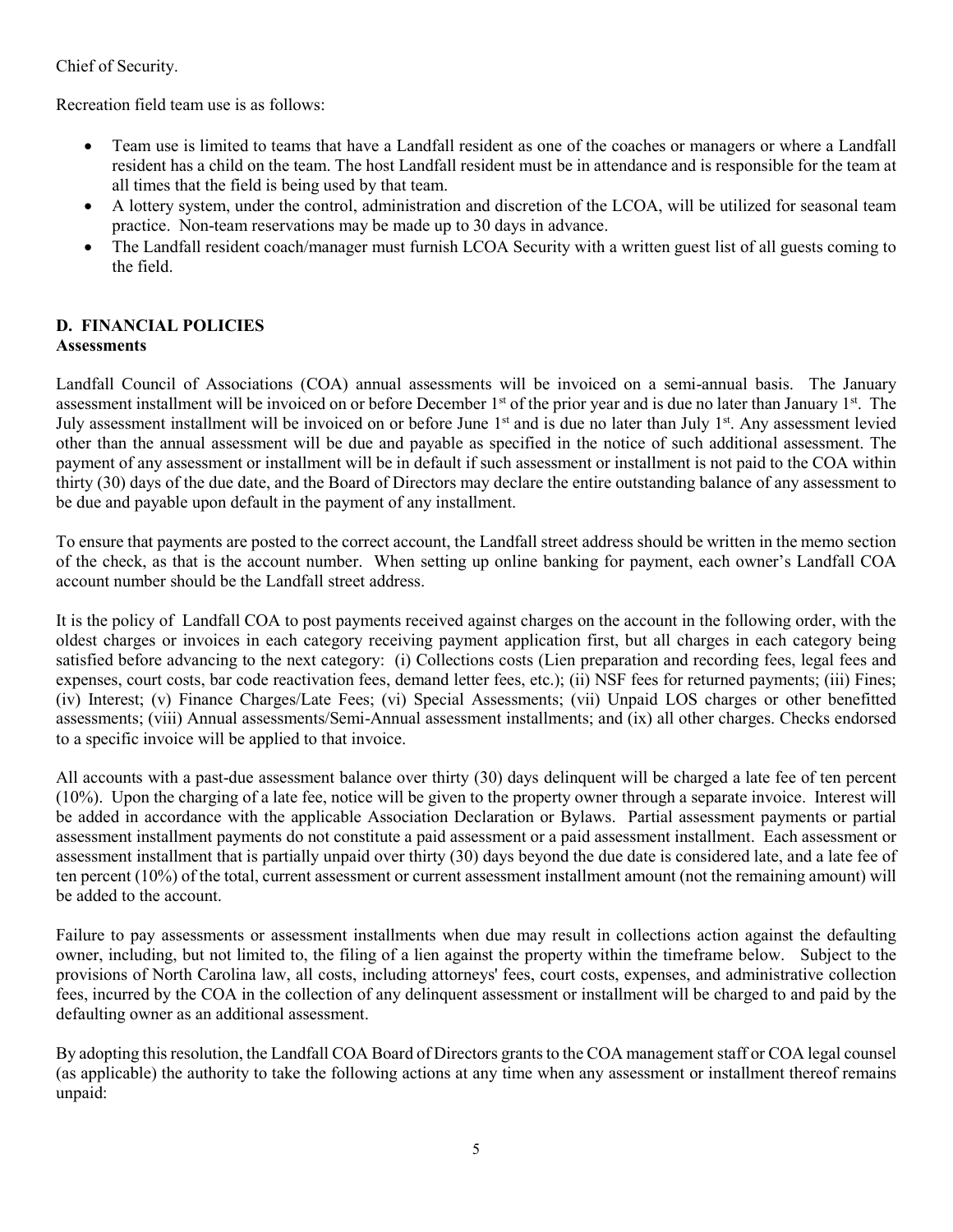Chief of Security.

Recreation field team use is as follows:

- Team use is limited to teams that have a Landfall resident as one of the coaches or managers or where a Landfall resident has a child on the team. The host Landfall resident must be in attendance and is responsible for the team at all times that the field is being used by that team.
- A lottery system, under the control, administration and discretion of the LCOA, will be utilized for seasonal team practice. Non-team reservations may be made up to 30 days in advance.
- The Landfall resident coach/manager must furnish LCOA Security with a written guest list of all guests coming to the field.

## D. FINANCIAL POLICIES

### Assessments

Landfall Council of Associations (COA) annual assessments will be invoiced on a semi-annual basis. The January assessment installment will be invoiced on or before December 1st of the prior year and is due no later than January 1st. The July assessment installment will be invoiced on or before June 1st and is due no later than July 1st. Any assessment levied other than the annual assessment will be due and payable as specified in the notice of such additional assessment. The payment of any assessment or installment will be in default if such assessment or installment is not paid to the COA within thirty (30) days of the due date, and the Board of Directors may declare the entire outstanding balance of any assessment to be due and payable upon default in the payment of any installment.

To ensure that payments are posted to the correct account, the Landfall street address should be written in the memo section of the check, as that is the account number. When setting up online banking for payment, each owner's Landfall COA account number should be the Landfall street address.

It is the policy of Landfall COA to post payments received against charges on the account in the following order, with the oldest charges or invoices in each category receiving payment application first, but all charges in each category being satisfied before advancing to the next category: (i) Collections costs (Lien preparation and recording fees, legal fees and expenses, court costs, bar code reactivation fees, demand letter fees, etc.); (ii) NSF fees for returned payments; (iii) Fines; (iv) Interest; (v) Finance Charges/Late Fees; (vi) Special Assessments; (vii) Unpaid LOS charges or other benefitted assessments; (viii) Annual assessments/Semi-Annual assessment installments; and (ix) all other charges. Checks endorsed to a specific invoice will be applied to that invoice.

All accounts with a past-due assessment balance over thirty (30) days delinquent will be charged a late fee of ten percent (10%). Upon the charging of a late fee, notice will be given to the property owner through a separate invoice. Interest will be added in accordance with the applicable Association Declaration or Bylaws. Partial assessment payments or partial assessment installment payments do not constitute a paid assessment or a paid assessment installment. Each assessment or assessment installment that is partially unpaid over thirty (30) days beyond the due date is considered late, and a late fee of ten percent (10%) of the total, current assessment or current assessment installment amount (not the remaining amount) will be added to the account.

Failure to pay assessments or assessment installments when due may result in collections action against the defaulting owner, including, but not limited to, the filing of a lien against the property within the timeframe below. Subject to the provisions of North Carolina law, all costs, including attorneys' fees, court costs, expenses, and administrative collection fees, incurred by the COA in the collection of any delinquent assessment or installment will be charged to and paid by the defaulting owner as an additional assessment.

By adopting this resolution, the Landfall COA Board of Directors grants to the COA management staff or COA legal counsel (as applicable) the authority to take the following actions at any time when any assessment or installment thereof remains unpaid: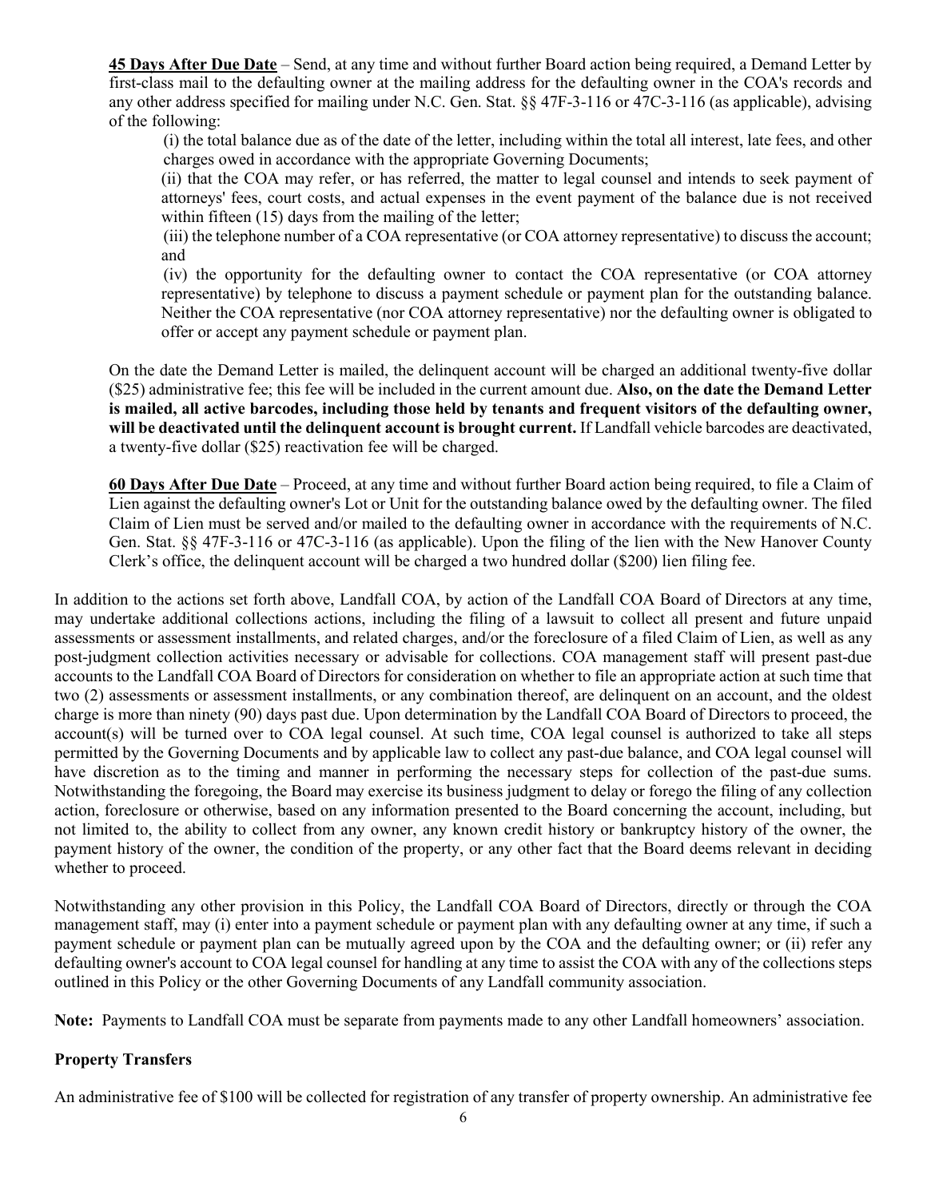**45 Days After Due Date** – Send, at any time and without further Board action being required, a Demand Letter by first-class mail to the defaulting owner at the mailing address for the defaulting owner in the COA's records and any other address specified for mailing under N.C. Gen. Stat. §§ 47F-3-116 or 47C-3-116 (as applicable), advising of the following:

(i) the total balance due as of the date of the letter, including within the total all interest, late fees, and other charges owed in accordance with the appropriate Governing Documents;

(ii) that the COA may refer, or has referred, the matter to legal counsel and intends to seek payment of attorneys' fees, court costs, and actual expenses in the event payment of the balance due is not received within fifteen (15) days from the mailing of the letter;

(iii) the telephone number of a COA representative (or COA attorney representative) to discuss the account; and

(iv) the opportunity for the defaulting owner to contact the COA representative (or COA attorney representative) by telephone to discuss a payment schedule or payment plan for the outstanding balance. Neither the COA representative (nor COA attorney representative) nor the defaulting owner is obligated to offer or accept any payment schedule or payment plan.

On the date the Demand Letter is mailed, the delinquent account will be charged an additional twenty-five dollar ($25) administrative fee; this fee will be included in the current amount due. **Also, on the date the Demand Letter is mailed, all active barcodes, including those held by tenants and frequent visitors of the defaulting owner, will be deactivated until the delinquent account is brought current.** If Landfall vehicle barcodes are deactivated, a twenty-five dollar ($25) reactivation fee will be charged.

**60 Days After Due Date** – Proceed, at any time and without further Board action being required, to file a Claim of Lien against the defaulting owner's Lot or Unit for the outstanding balance owed by the defaulting owner. The filed Claim of Lien must be served and/or mailed to the defaulting owner in accordance with the requirements of N.C. Gen. Stat. §§ 47F-3-116 or 47C-3-116 (as applicable). Upon the filing of the lien with the New Hanover County Clerk's office, the delinquent account will be charged a two hundred dollar ($200) lien filing fee.

In addition to the actions set forth above, Landfall COA, by action of the Landfall COA Board of Directors at any time, may undertake additional collections actions, including the filing of a lawsuit to collect all present and future unpaid assessments or assessment installments, and related charges, and/or the foreclosure of a filed Claim of Lien, as well as any post-judgment collection activities necessary or advisable for collections. COA management staff will present past-due accounts to the Landfall COA Board of Directors for consideration on whether to file an appropriate action at such time that two (2) assessments or assessment installments, or any combination thereof, are delinquent on an account, and the oldest charge is more than ninety (90) days past due. Upon determination by the Landfall COA Board of Directors to proceed, the account(s) will be turned over to COA legal counsel. At such time, COA legal counsel is authorized to take all steps permitted by the Governing Documents and by applicable law to collect any past-due balance, and COA legal counsel will have discretion as to the timing and manner in performing the necessary steps for collection of the past-due sums. Notwithstanding the foregoing, the Board may exercise its business judgment to delay or forego the filing of any collection action, foreclosure or otherwise, based on any information presented to the Board concerning the account, including, but not limited to, the ability to collect from any owner, any known credit history or bankruptcy history of the owner, the payment history of the owner, the condition of the property, or any other fact that the Board deems relevant in deciding whether to proceed.

Notwithstanding any other provision in this Policy, the Landfall COA Board of Directors, directly or through the COA management staff, may (i) enter into a payment schedule or payment plan with any defaulting owner at any time, if such a payment schedule or payment plan can be mutually agreed upon by the COA and the defaulting owner; or (ii) refer any defaulting owner's account to COA legal counsel for handling at any time to assist the COA with any of the collections steps outlined in this Policy or the other Governing Documents of any Landfall community association.

**Note:** Payments to Landfall COA must be separate from payments made to any other Landfall homeowners' association.

**Property Transfers**

An administrative fee of $100 will be collected for registration of any transfer of property ownership. An administrative fee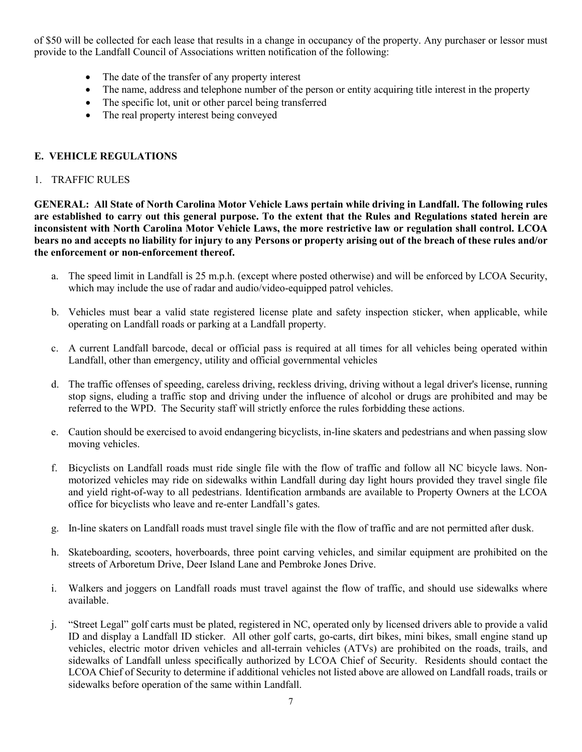of $50 will be collected for each lease that results in a change in occupancy of the property. Any purchaser or lessor must provide to the Landfall Council of Associations written notification of the following:

- The date of the transfer of any property interest
- The name, address and telephone number of the person or entity acquiring title interest in the property
- The specific lot, unit or other parcel being transferred
- The real property interest being conveyed

## E. VEHICLE REGULATIONS

### 1. TRAFFIC RULES

**GENERAL: All State of North Carolina Motor Vehicle Laws pertain while driving in Landfall. The following rules are established to carry out this general purpose. To the extent that the Rules and Regulations stated herein are inconsistent with North Carolina Motor Vehicle Laws, the more restrictive law or regulation shall control. LCOA bears no and accepts no liability for injury to any Persons or property arising out of the breach of these rules and/or the enforcement or non-enforcement thereof.**

a. The speed limit in Landfall is 25 m.p.h. (except where posted otherwise) and will be enforced by LCOA Security, which may include the use of radar and audio/video-equipped patrol vehicles.

b. Vehicles must bear a valid state registered license plate and safety inspection sticker, when applicable, while operating on Landfall roads or parking at a Landfall property.

c. A current Landfall barcode, decal or official pass is required at all times for all vehicles being operated within Landfall, other than emergency, utility and official governmental vehicles

d. The traffic offenses of speeding, careless driving, reckless driving, driving without a legal driver's license, running stop signs, eluding a traffic stop and driving under the influence of alcohol or drugs are prohibited and may be referred to the WPD. The Security staff will strictly enforce the rules forbidding these actions.

e. Caution should be exercised to avoid endangering bicyclists, in-line skaters and pedestrians and when passing slow moving vehicles.

f. Bicyclists on Landfall roads must ride single file with the flow of traffic and follow all NC bicycle laws. Non-motorized vehicles may ride on sidewalks within Landfall during day light hours provided they travel single file and yield right-of-way to all pedestrians. Identification armbands are available to Property Owners at the LCOA office for bicyclists who leave and re-enter Landfall's gates.

g. In-line skaters on Landfall roads must travel single file with the flow of traffic and are not permitted after dusk.

h. Skateboarding, scooters, hoverboards, three point carving vehicles, and similar equipment are prohibited on the streets of Arboretum Drive, Deer Island Lane and Pembroke Jones Drive.

i. Walkers and joggers on Landfall roads must travel against the flow of traffic, and should use sidewalks where available.

j. "Street Legal" golf carts must be plated, registered in NC, operated only by licensed drivers able to provide a valid ID and display a Landfall ID sticker. All other golf carts, go-carts, dirt bikes, mini bikes, small engine stand up vehicles, electric motor driven vehicles and all-terrain vehicles (ATVs) are prohibited on the roads, trails, and sidewalks of Landfall unless specifically authorized by LCOA Chief of Security. Residents should contact the LCOA Chief of Security to determine if additional vehicles not listed above are allowed on Landfall roads, trails or sidewalks before operation of the same within Landfall.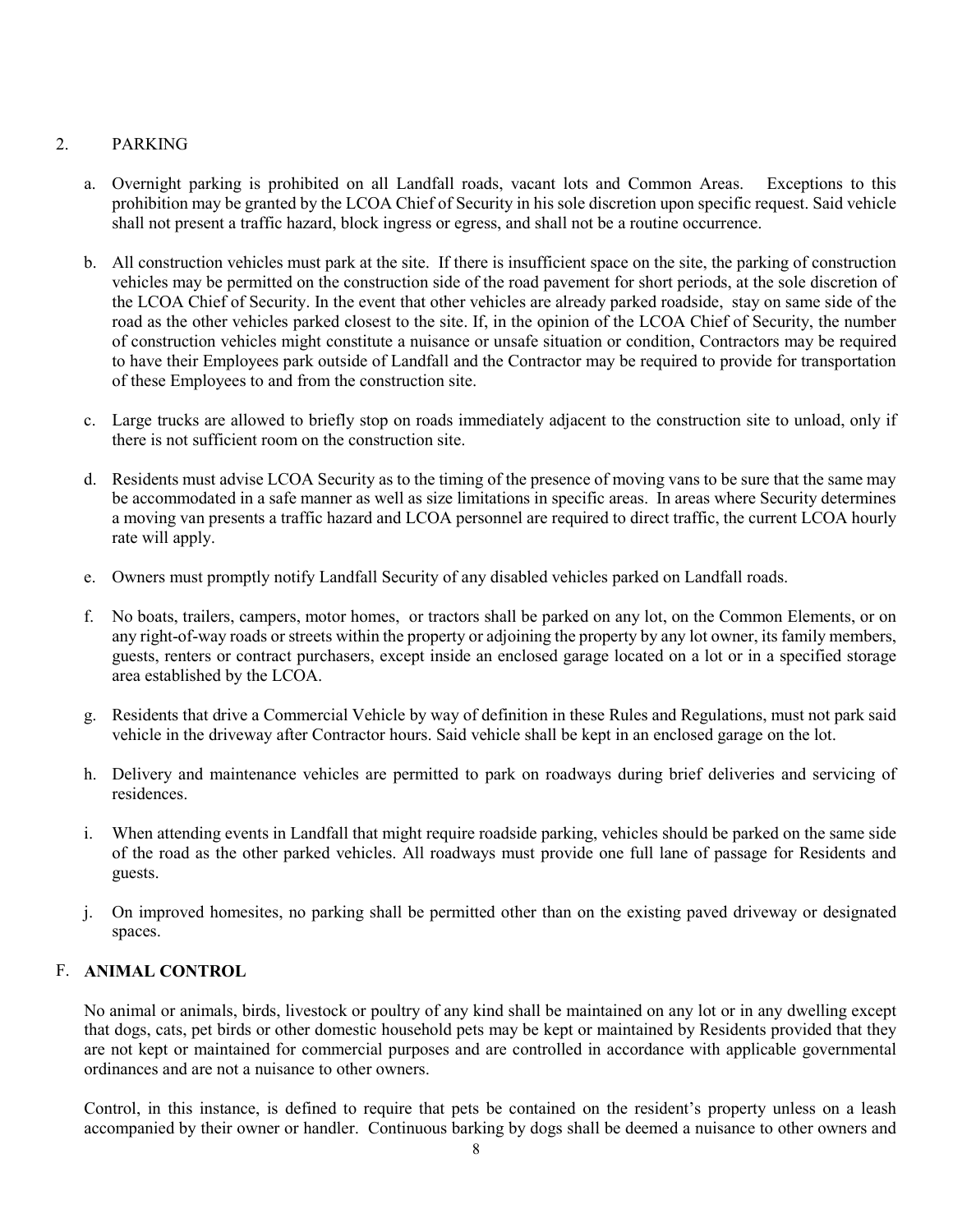2. PARKING

a. Overnight parking is prohibited on all Landfall roads, vacant lots and Common Areas. Exceptions to this prohibition may be granted by the LCOA Chief of Security in his sole discretion upon specific request. Said vehicle shall not present a traffic hazard, block ingress or egress, and shall not be a routine occurrence.

b. All construction vehicles must park at the site. If there is insufficient space on the site, the parking of construction vehicles may be permitted on the construction side of the road pavement for short periods, at the sole discretion of the LCOA Chief of Security. In the event that other vehicles are already parked roadside, stay on same side of the road as the other vehicles parked closest to the site. If, in the opinion of the LCOA Chief of Security, the number of construction vehicles might constitute a nuisance or unsafe situation or condition, Contractors may be required to have their Employees park outside of Landfall and the Contractor may be required to provide for transportation of these Employees to and from the construction site.

c. Large trucks are allowed to briefly stop on roads immediately adjacent to the construction site to unload, only if there is not sufficient room on the construction site.

d. Residents must advise LCOA Security as to the timing of the presence of moving vans to be sure that the same may be accommodated in a safe manner as well as size limitations in specific areas. In areas where Security determines a moving van presents a traffic hazard and LCOA personnel are required to direct traffic, the current LCOA hourly rate will apply.

e. Owners must promptly notify Landfall Security of any disabled vehicles parked on Landfall roads.

f. No boats, trailers, campers, motor homes, or tractors shall be parked on any lot, on the Common Elements, or on any right-of-way roads or streets within the property or adjoining the property by any lot owner, its family members, guests, renters or contract purchasers, except inside an enclosed garage located on a lot or in a specified storage area established by the LCOA.

g. Residents that drive a Commercial Vehicle by way of definition in these Rules and Regulations, must not park said vehicle in the driveway after Contractor hours. Said vehicle shall be kept in an enclosed garage on the lot.

h. Delivery and maintenance vehicles are permitted to park on roadways during brief deliveries and servicing of residences.

i. When attending events in Landfall that might require roadside parking, vehicles should be parked on the same side of the road as the other parked vehicles. All roadways must provide one full lane of passage for Residents and guests.

j. On improved homesites, no parking shall be permitted other than on the existing paved driveway or designated spaces.

## F. ANIMAL CONTROL

No animal or animals, birds, livestock or poultry of any kind shall be maintained on any lot or in any dwelling except that dogs, cats, pet birds or other domestic household pets may be kept or maintained by Residents provided that they are not kept or maintained for commercial purposes and are controlled in accordance with applicable governmental ordinances and are not a nuisance to other owners.

Control, in this instance, is defined to require that pets be contained on the resident's property unless on a leash accompanied by their owner or handler. Continuous barking by dogs shall be deemed a nuisance to other owners and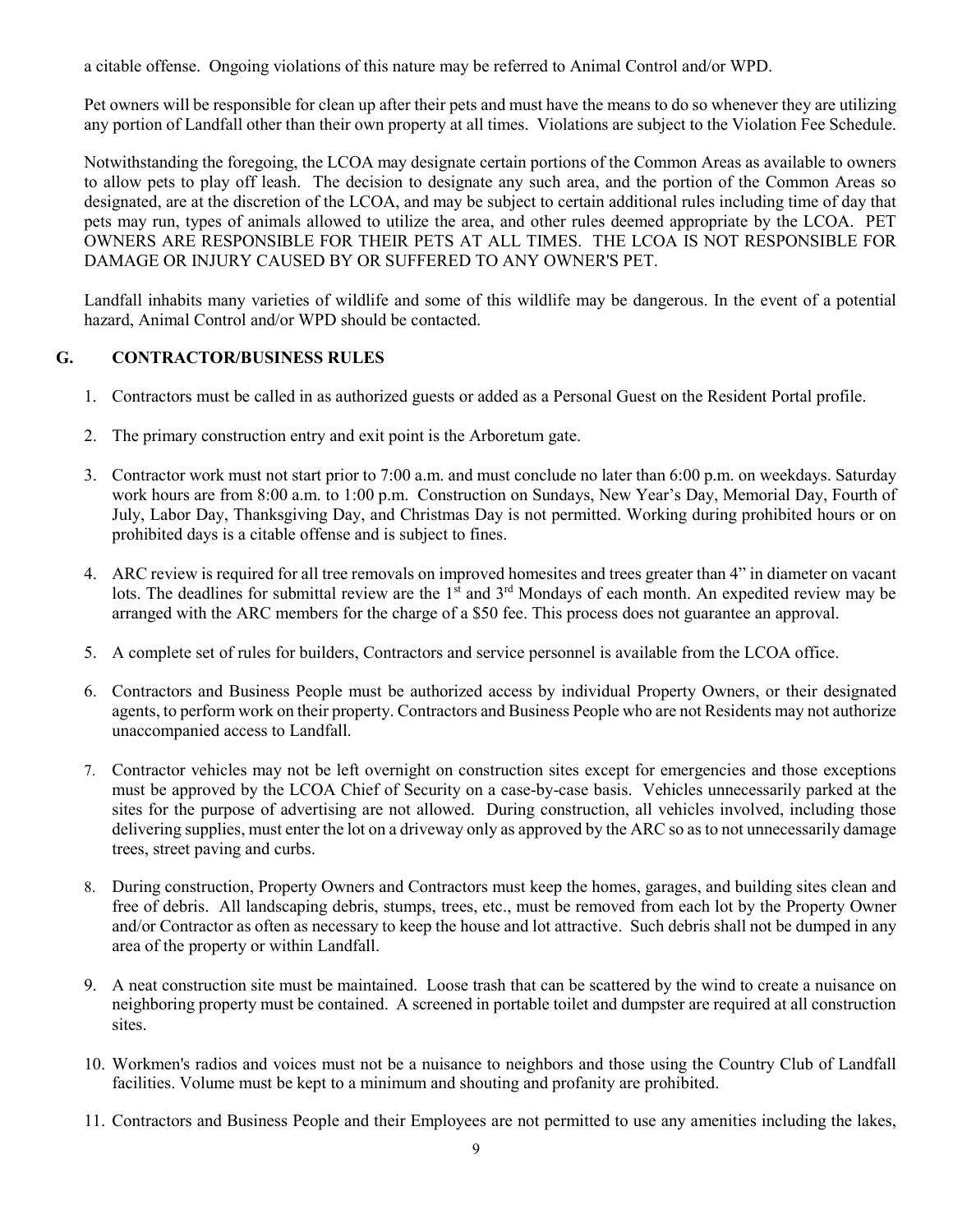a citable offense. Ongoing violations of this nature may be referred to Animal Control and/or WPD.

Pet owners will be responsible for clean up after their pets and must have the means to do so whenever they are utilizing any portion of Landfall other than their own property at all times. Violations are subject to the Violation Fee Schedule.

Notwithstanding the foregoing, the LCOA may designate certain portions of the Common Areas as available to owners to allow pets to play off leash. The decision to designate any such area, and the portion of the Common Areas so designated, are at the discretion of the LCOA, and may be subject to certain additional rules including time of day that pets may run, types of animals allowed to utilize the area, and other rules deemed appropriate by the LCOA. PET OWNERS ARE RESPONSIBLE FOR THEIR PETS AT ALL TIMES. THE LCOA IS NOT RESPONSIBLE FOR DAMAGE OR INJURY CAUSED BY OR SUFFERED TO ANY OWNER'S PET.

Landfall inhabits many varieties of wildlife and some of this wildlife may be dangerous. In the event of a potential hazard, Animal Control and/or WPD should be contacted.

## G. CONTRACTOR/BUSINESS RULES

1. Contractors must be called in as authorized guests or added as a Personal Guest on the Resident Portal profile.
2. The primary construction entry and exit point is the Arboretum gate.
3. Contractor work must not start prior to 7:00 a.m. and must conclude no later than 6:00 p.m. on weekdays. Saturday work hours are from 8:00 a.m. to 1:00 p.m. Construction on Sundays, New Year's Day, Memorial Day, Fourth of July, Labor Day, Thanksgiving Day, and Christmas Day is not permitted. Working during prohibited hours or on prohibited days is a citable offense and is subject to fines.
4. ARC review is required for all tree removals on improved homesites and trees greater than 4" in diameter on vacant lots. The deadlines for submittal review are the 1st and 3rd Mondays of each month. An expedited review may be arranged with the ARC members for the charge of a $50 fee. This process does not guarantee an approval.
5. A complete set of rules for builders, Contractors and service personnel is available from the LCOA office.
6. Contractors and Business People must be authorized access by individual Property Owners, or their designated agents, to perform work on their property. Contractors and Business People who are not Residents may not authorize unaccompanied access to Landfall.
7. Contractor vehicles may not be left overnight on construction sites except for emergencies and those exceptions must be approved by the LCOA Chief of Security on a case-by-case basis. Vehicles unnecessarily parked at the sites for the purpose of advertising are not allowed. During construction, all vehicles involved, including those delivering supplies, must enter the lot on a driveway only as approved by the ARC so as to not unnecessarily damage trees, street paving and curbs.
8. During construction, Property Owners and Contractors must keep the homes, garages, and building sites clean and free of debris. All landscaping debris, stumps, trees, etc., must be removed from each lot by the Property Owner and/or Contractor as often as necessary to keep the house and lot attractive. Such debris shall not be dumped in any area of the property or within Landfall.
9. A neat construction site must be maintained. Loose trash that can be scattered by the wind to create a nuisance on neighboring property must be contained. A screened in portable toilet and dumpster are required at all construction sites.
10. Workmen's radios and voices must not be a nuisance to neighbors and those using the Country Club of Landfall facilities. Volume must be kept to a minimum and shouting and profanity are prohibited.
11. Contractors and Business People and their Employees are not permitted to use any amenities including the lakes,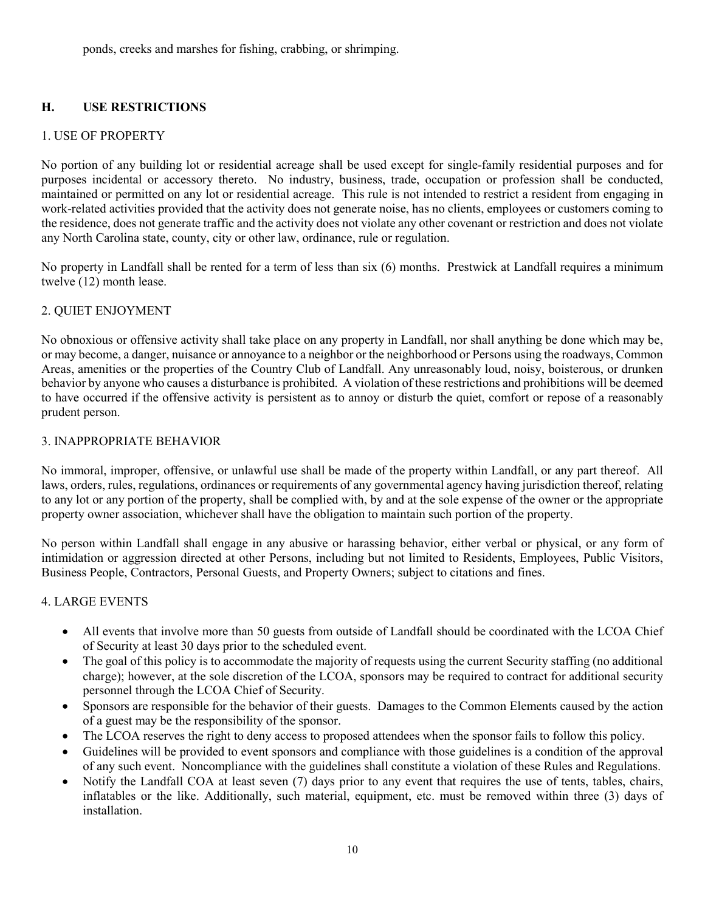ponds, creeks and marshes for fishing, crabbing, or shrimping.

## H. USE RESTRICTIONS

### 1. USE OF PROPERTY

No portion of any building lot or residential acreage shall be used except for single-family residential purposes and for purposes incidental or accessory thereto. No industry, business, trade, occupation or profession shall be conducted, maintained or permitted on any lot or residential acreage. This rule is not intended to restrict a resident from engaging in work-related activities provided that the activity does not generate noise, has no clients, employees or customers coming to the residence, does not generate traffic and the activity does not violate any other covenant or restriction and does not violate any North Carolina state, county, city or other law, ordinance, rule or regulation.

No property in Landfall shall be rented for a term of less than six (6) months. Prestwick at Landfall requires a minimum twelve (12) month lease.

### 2. QUIET ENJOYMENT

No obnoxious or offensive activity shall take place on any property in Landfall, nor shall anything be done which may be, or may become, a danger, nuisance or annoyance to a neighbor or the neighborhood or Persons using the roadways, Common Areas, amenities or the properties of the Country Club of Landfall. Any unreasonably loud, noisy, boisterous, or drunken behavior by anyone who causes a disturbance is prohibited. A violation of these restrictions and prohibitions will be deemed to have occurred if the offensive activity is persistent as to annoy or disturb the quiet, comfort or repose of a reasonably prudent person.

### 3. INAPPROPRIATE BEHAVIOR

No immoral, improper, offensive, or unlawful use shall be made of the property within Landfall, or any part thereof. All laws, orders, rules, regulations, ordinances or requirements of any governmental agency having jurisdiction thereof, relating to any lot or any portion of the property, shall be complied with, by and at the sole expense of the owner or the appropriate property owner association, whichever shall have the obligation to maintain such portion of the property.

No person within Landfall shall engage in any abusive or harassing behavior, either verbal or physical, or any form of intimidation or aggression directed at other Persons, including but not limited to Residents, Employees, Public Visitors, Business People, Contractors, Personal Guests, and Property Owners; subject to citations and fines.

### 4. LARGE EVENTS

- All events that involve more than 50 guests from outside of Landfall should be coordinated with the LCOA Chief of Security at least 30 days prior to the scheduled event.
- The goal of this policy is to accommodate the majority of requests using the current Security staffing (no additional charge); however, at the sole discretion of the LCOA, sponsors may be required to contract for additional security personnel through the LCOA Chief of Security.
- Sponsors are responsible for the behavior of their guests. Damages to the Common Elements caused by the action of a guest may be the responsibility of the sponsor.
- The LCOA reserves the right to deny access to proposed attendees when the sponsor fails to follow this policy.
- Guidelines will be provided to event sponsors and compliance with those guidelines is a condition of the approval of any such event. Noncompliance with the guidelines shall constitute a violation of these Rules and Regulations.
- Notify the Landfall COA at least seven (7) days prior to any event that requires the use of tents, tables, chairs, inflatables or the like. Additionally, such material, equipment, etc. must be removed within three (3) days of installation.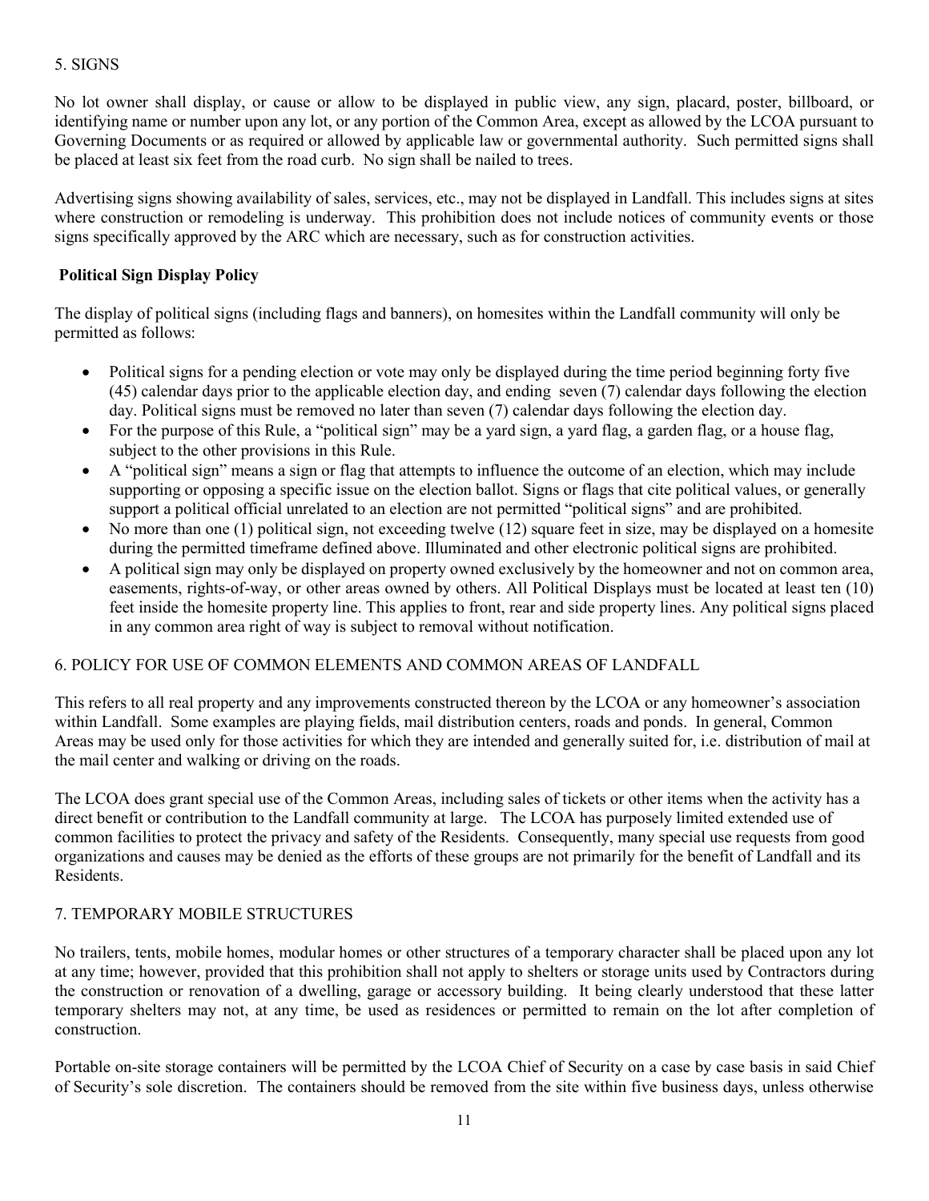## 5. SIGNS

No lot owner shall display, or cause or allow to be displayed in public view, any sign, placard, poster, billboard, or identifying name or number upon any lot, or any portion of the Common Area, except as allowed by the LCOA pursuant to Governing Documents or as required or allowed by applicable law or governmental authority. Such permitted signs shall be placed at least six feet from the road curb. No sign shall be nailed to trees.

Advertising signs showing availability of sales, services, etc., may not be displayed in Landfall. This includes signs at sites where construction or remodeling is underway. This prohibition does not include notices of community events or those signs specifically approved by the ARC which are necessary, such as for construction activities.

### Political Sign Display Policy

The display of political signs (including flags and banners), on homesites within the Landfall community will only be permitted as follows:

- Political signs for a pending election or vote may only be displayed during the time period beginning forty five (45) calendar days prior to the applicable election day, and ending seven (7) calendar days following the election day. Political signs must be removed no later than seven (7) calendar days following the election day.
- For the purpose of this Rule, a "political sign" may be a yard sign, a yard flag, a garden flag, or a house flag, subject to the other provisions in this Rule.
- A "political sign" means a sign or flag that attempts to influence the outcome of an election, which may include supporting or opposing a specific issue on the election ballot. Signs or flags that cite political values, or generally support a political official unrelated to an election are not permitted "political signs" and are prohibited.
- No more than one (1) political sign, not exceeding twelve (12) square feet in size, may be displayed on a homesite during the permitted timeframe defined above. Illuminated and other electronic political signs are prohibited.
- A political sign may only be displayed on property owned exclusively by the homeowner and not on common area, easements, rights-of-way, or other areas owned by others. All Political Displays must be located at least ten (10) feet inside the homesite property line. This applies to front, rear and side property lines. Any political signs placed in any common area right of way is subject to removal without notification.

## 6. POLICY FOR USE OF COMMON ELEMENTS AND COMMON AREAS OF LANDFALL

This refers to all real property and any improvements constructed thereon by the LCOA or any homeowner's association within Landfall. Some examples are playing fields, mail distribution centers, roads and ponds. In general, Common Areas may be used only for those activities for which they are intended and generally suited for, i.e. distribution of mail at the mail center and walking or driving on the roads.

The LCOA does grant special use of the Common Areas, including sales of tickets or other items when the activity has a direct benefit or contribution to the Landfall community at large. The LCOA has purposely limited extended use of common facilities to protect the privacy and safety of the Residents. Consequently, many special use requests from good organizations and causes may be denied as the efforts of these groups are not primarily for the benefit of Landfall and its Residents.

## 7. TEMPORARY MOBILE STRUCTURES

No trailers, tents, mobile homes, modular homes or other structures of a temporary character shall be placed upon any lot at any time; however, provided that this prohibition shall not apply to shelters or storage units used by Contractors during the construction or renovation of a dwelling, garage or accessory building. It being clearly understood that these latter temporary shelters may not, at any time, be used as residences or permitted to remain on the lot after completion of construction.

Portable on-site storage containers will be permitted by the LCOA Chief of Security on a case by case basis in said Chief of Security's sole discretion. The containers should be removed from the site within five business days, unless otherwise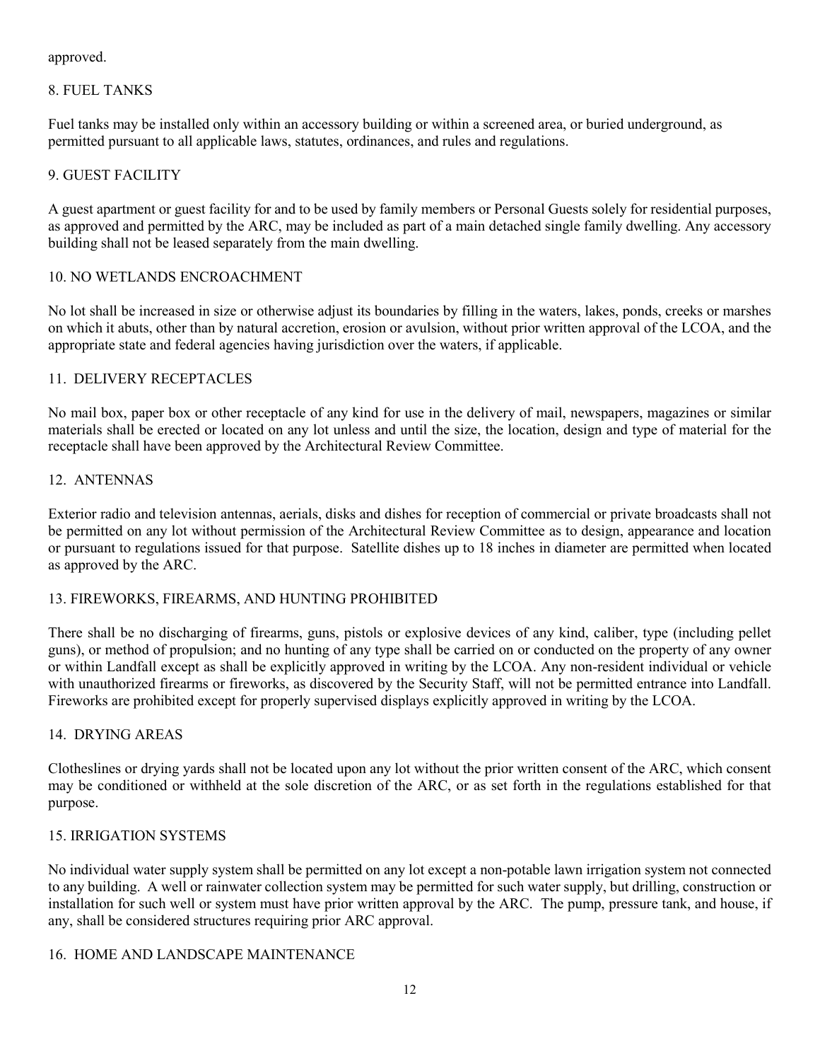approved.

## 8. FUEL TANKS

Fuel tanks may be installed only within an accessory building or within a screened area, or buried underground, as permitted pursuant to all applicable laws, statutes, ordinances, and rules and regulations.

## 9. GUEST FACILITY

A guest apartment or guest facility for and to be used by family members or Personal Guests solely for residential purposes, as approved and permitted by the ARC, may be included as part of a main detached single family dwelling. Any accessory building shall not be leased separately from the main dwelling.

## 10. NO WETLANDS ENCROACHMENT

No lot shall be increased in size or otherwise adjust its boundaries by filling in the waters, lakes, ponds, creeks or marshes on which it abuts, other than by natural accretion, erosion or avulsion, without prior written approval of the LCOA, and the appropriate state and federal agencies having jurisdiction over the waters, if applicable.

## 11. DELIVERY RECEPTACLES

No mail box, paper box or other receptacle of any kind for use in the delivery of mail, newspapers, magazines or similar materials shall be erected or located on any lot unless and until the size, the location, design and type of material for the receptacle shall have been approved by the Architectural Review Committee.

## 12. ANTENNAS

Exterior radio and television antennas, aerials, disks and dishes for reception of commercial or private broadcasts shall not be permitted on any lot without permission of the Architectural Review Committee as to design, appearance and location or pursuant to regulations issued for that purpose. Satellite dishes up to 18 inches in diameter are permitted when located as approved by the ARC.

## 13. FIREWORKS, FIREARMS, AND HUNTING PROHIBITED

There shall be no discharging of firearms, guns, pistols or explosive devices of any kind, caliber, type (including pellet guns), or method of propulsion; and no hunting of any type shall be carried on or conducted on the property of any owner or within Landfall except as shall be explicitly approved in writing by the LCOA. Any non-resident individual or vehicle with unauthorized firearms or fireworks, as discovered by the Security Staff, will not be permitted entrance into Landfall. Fireworks are prohibited except for properly supervised displays explicitly approved in writing by the LCOA.

## 14. DRYING AREAS

Clotheslines or drying yards shall not be located upon any lot without the prior written consent of the ARC, which consent may be conditioned or withheld at the sole discretion of the ARC, or as set forth in the regulations established for that purpose.

## 15. IRRIGATION SYSTEMS

No individual water supply system shall be permitted on any lot except a non-potable lawn irrigation system not connected to any building. A well or rainwater collection system may be permitted for such water supply, but drilling, construction or installation for such well or system must have prior written approval by the ARC. The pump, pressure tank, and house, if any, shall be considered structures requiring prior ARC approval.

## 16. HOME AND LANDSCAPE MAINTENANCE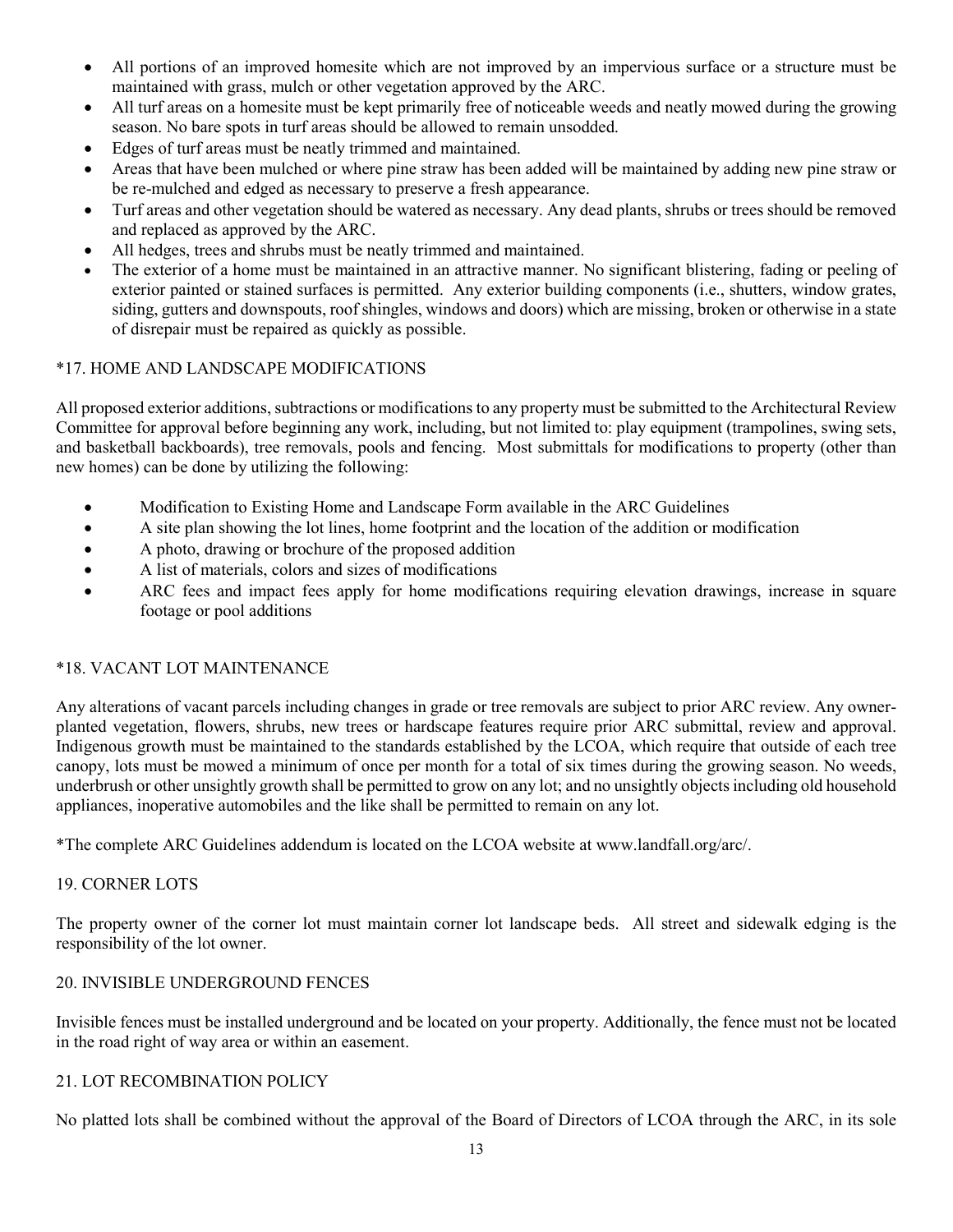- All portions of an improved homesite which are not improved by an impervious surface or a structure must be maintained with grass, mulch or other vegetation approved by the ARC.
- All turf areas on a homesite must be kept primarily free of noticeable weeds and neatly mowed during the growing season. No bare spots in turf areas should be allowed to remain unsodded.
- Edges of turf areas must be neatly trimmed and maintained.
- Areas that have been mulched or where pine straw has been added will be maintained by adding new pine straw or be re-mulched and edged as necessary to preserve a fresh appearance.
- Turf areas and other vegetation should be watered as necessary. Any dead plants, shrubs or trees should be removed and replaced as approved by the ARC.
- All hedges, trees and shrubs must be neatly trimmed and maintained.
- The exterior of a home must be maintained in an attractive manner. No significant blistering, fading or peeling of exterior painted or stained surfaces is permitted. Any exterior building components (i.e., shutters, window grates, siding, gutters and downspouts, roof shingles, windows and doors) which are missing, broken or otherwise in a state of disrepair must be repaired as quickly as possible.

## *17. HOME AND LANDSCAPE MODIFICATIONS

All proposed exterior additions, subtractions or modifications to any property must be submitted to the Architectural Review Committee for approval before beginning any work, including, but not limited to: play equipment (trampolines, swing sets, and basketball backboards), tree removals, pools and fencing. Most submittals for modifications to property (other than new homes) can be done by utilizing the following:

- Modification to Existing Home and Landscape Form available in the ARC Guidelines
- A site plan showing the lot lines, home footprint and the location of the addition or modification
- A photo, drawing or brochure of the proposed addition
- A list of materials, colors and sizes of modifications
- ARC fees and impact fees apply for home modifications requiring elevation drawings, increase in square footage or pool additions

## *18. VACANT LOT MAINTENANCE

Any alterations of vacant parcels including changes in grade or tree removals are subject to prior ARC review. Any owner-planted vegetation, flowers, shrubs, new trees or hardscape features require prior ARC submittal, review and approval. Indigenous growth must be maintained to the standards established by the LCOA, which require that outside of each tree canopy, lots must be mowed a minimum of once per month for a total of six times during the growing season. No weeds, underbrush or other unsightly growth shall be permitted to grow on any lot; and no unsightly objects including old household appliances, inoperative automobiles and the like shall be permitted to remain on any lot.

*The complete ARC Guidelines addendum is located on the LCOA website at www.landfall.org/arc/.

## 19. CORNER LOTS

The property owner of the corner lot must maintain corner lot landscape beds. All street and sidewalk edging is the responsibility of the lot owner.

## 20. INVISIBLE UNDERGROUND FENCES

Invisible fences must be installed underground and be located on your property. Additionally, the fence must not be located in the road right of way area or within an easement.

## 21. LOT RECOMBINATION POLICY

No platted lots shall be combined without the approval of the Board of Directors of LCOA through the ARC, in its sole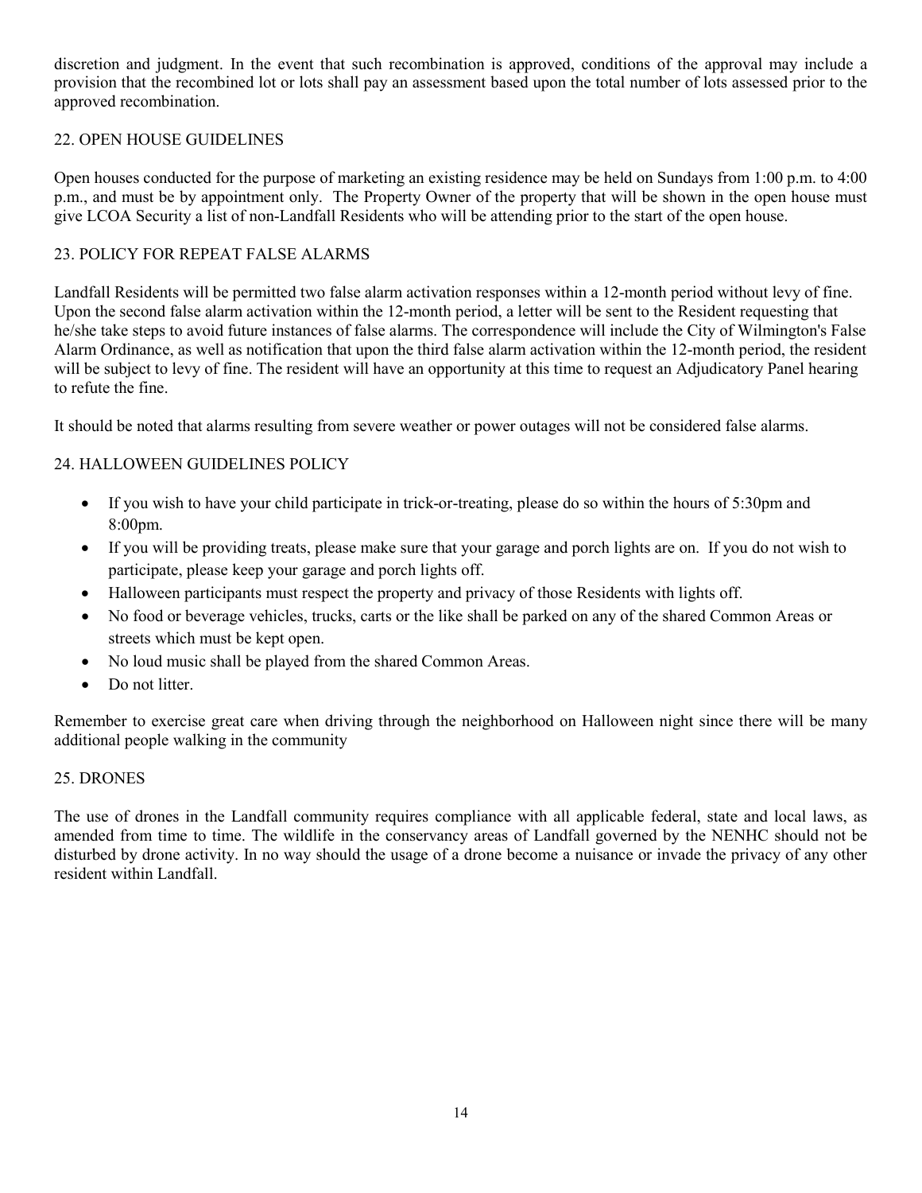discretion and judgment. In the event that such recombination is approved, conditions of the approval may include a provision that the recombined lot or lots shall pay an assessment based upon the total number of lots assessed prior to the approved recombination.

## 22. OPEN HOUSE GUIDELINES

Open houses conducted for the purpose of marketing an existing residence may be held on Sundays from 1:00 p.m. to 4:00 p.m., and must be by appointment only. The Property Owner of the property that will be shown in the open house must give LCOA Security a list of non-Landfall Residents who will be attending prior to the start of the open house.

## 23. POLICY FOR REPEAT FALSE ALARMS

Landfall Residents will be permitted two false alarm activation responses within a 12-month period without levy of fine. Upon the second false alarm activation within the 12-month period, a letter will be sent to the Resident requesting that he/she take steps to avoid future instances of false alarms. The correspondence will include the City of Wilmington's False Alarm Ordinance, as well as notification that upon the third false alarm activation within the 12-month period, the resident will be subject to levy of fine. The resident will have an opportunity at this time to request an Adjudicatory Panel hearing to refute the fine.

It should be noted that alarms resulting from severe weather or power outages will not be considered false alarms.

## 24. HALLOWEEN GUIDELINES POLICY

- If you wish to have your child participate in trick-or-treating, please do so within the hours of 5:30pm and 8:00pm.
- If you will be providing treats, please make sure that your garage and porch lights are on. If you do not wish to participate, please keep your garage and porch lights off.
- Halloween participants must respect the property and privacy of those Residents with lights off.
- No food or beverage vehicles, trucks, carts or the like shall be parked on any of the shared Common Areas or streets which must be kept open.
- No loud music shall be played from the shared Common Areas.
- Do not litter.

Remember to exercise great care when driving through the neighborhood on Halloween night since there will be many additional people walking in the community

## 25. DRONES

The use of drones in the Landfall community requires compliance with all applicable federal, state and local laws, as amended from time to time. The wildlife in the conservancy areas of Landfall governed by the NENHC should not be disturbed by drone activity. In no way should the usage of a drone become a nuisance or invade the privacy of any other resident within Landfall.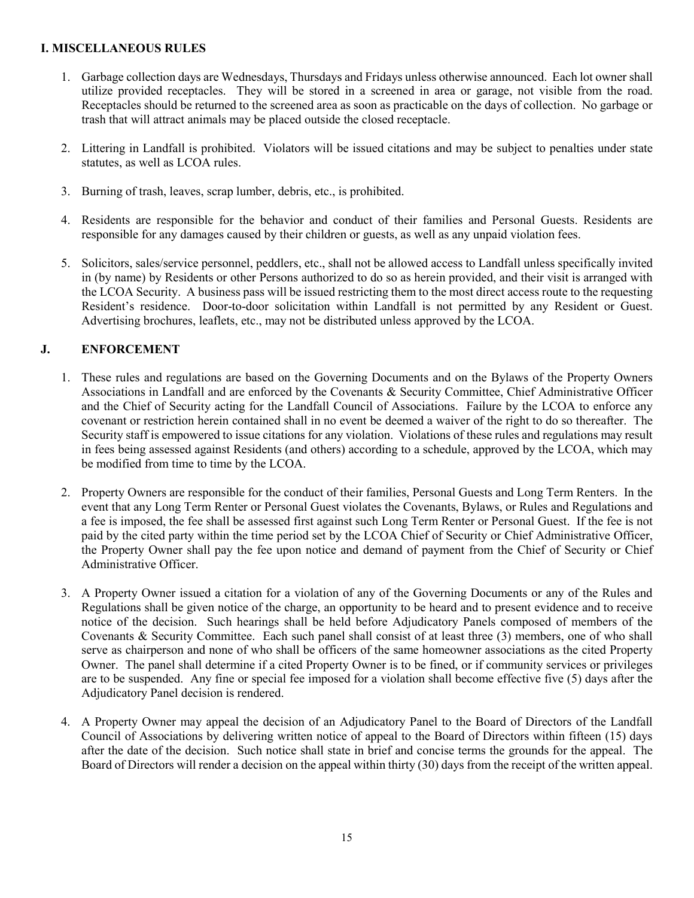## I. MISCELLANEOUS RULES

1. Garbage collection days are Wednesdays, Thursdays and Fridays unless otherwise announced. Each lot owner shall utilize provided receptacles. They will be stored in a screened in area or garage, not visible from the road. Receptacles should be returned to the screened area as soon as practicable on the days of collection. No garbage or trash that will attract animals may be placed outside the closed receptacle.

2. Littering in Landfall is prohibited. Violators will be issued citations and may be subject to penalties under state statutes, as well as LCOA rules.

3. Burning of trash, leaves, scrap lumber, debris, etc., is prohibited.

4. Residents are responsible for the behavior and conduct of their families and Personal Guests. Residents are responsible for any damages caused by their children or guests, as well as any unpaid violation fees.

5. Solicitors, sales/service personnel, peddlers, etc., shall not be allowed access to Landfall unless specifically invited in (by name) by Residents or other Persons authorized to do so as herein provided, and their visit is arranged with the LCOA Security. A business pass will be issued restricting them to the most direct access route to the requesting Resident's residence. Door-to-door solicitation within Landfall is not permitted by any Resident or Guest. Advertising brochures, leaflets, etc., may not be distributed unless approved by the LCOA.

## J. ENFORCEMENT

1. These rules and regulations are based on the Governing Documents and on the Bylaws of the Property Owners Associations in Landfall and are enforced by the Covenants & Security Committee, Chief Administrative Officer and the Chief of Security acting for the Landfall Council of Associations. Failure by the LCOA to enforce any covenant or restriction herein contained shall in no event be deemed a waiver of the right to do so thereafter. The Security staff is empowered to issue citations for any violation. Violations of these rules and regulations may result in fees being assessed against Residents (and others) according to a schedule, approved by the LCOA, which may be modified from time to time by the LCOA.

2. Property Owners are responsible for the conduct of their families, Personal Guests and Long Term Renters. In the event that any Long Term Renter or Personal Guest violates the Covenants, Bylaws, or Rules and Regulations and a fee is imposed, the fee shall be assessed first against such Long Term Renter or Personal Guest. If the fee is not paid by the cited party within the time period set by the LCOA Chief of Security or Chief Administrative Officer, the Property Owner shall pay the fee upon notice and demand of payment from the Chief of Security or Chief Administrative Officer.

3. A Property Owner issued a citation for a violation of any of the Governing Documents or any of the Rules and Regulations shall be given notice of the charge, an opportunity to be heard and to present evidence and to receive notice of the decision. Such hearings shall be held before Adjudicatory Panels composed of members of the Covenants & Security Committee. Each such panel shall consist of at least three (3) members, one of who shall serve as chairperson and none of who shall be officers of the same homeowner associations as the cited Property Owner. The panel shall determine if a cited Property Owner is to be fined, or if community services or privileges are to be suspended. Any fine or special fee imposed for a violation shall become effective five (5) days after the Adjudicatory Panel decision is rendered.

4. A Property Owner may appeal the decision of an Adjudicatory Panel to the Board of Directors of the Landfall Council of Associations by delivering written notice of appeal to the Board of Directors within fifteen (15) days after the date of the decision. Such notice shall state in brief and concise terms the grounds for the appeal. The Board of Directors will render a decision on the appeal within thirty (30) days from the receipt of the written appeal.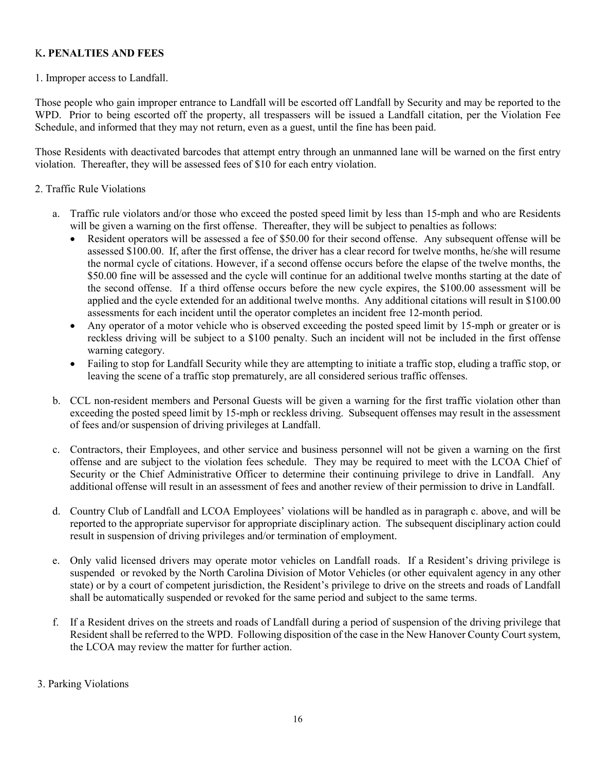## K. PENALTIES AND FEES

1. Improper access to Landfall.

Those people who gain improper entrance to Landfall will be escorted off Landfall by Security and may be reported to the WPD. Prior to being escorted off the property, all trespassers will be issued a Landfall citation, per the Violation Fee Schedule, and informed that they may not return, even as a guest, until the fine has been paid.

Those Residents with deactivated barcodes that attempt entry through an unmanned lane will be warned on the first entry violation. Thereafter, they will be assessed fees of $10 for each entry violation.

2. Traffic Rule Violations

a. Traffic rule violators and/or those who exceed the posted speed limit by less than 15-mph and who are Residents will be given a warning on the first offense. Thereafter, they will be subject to penalties as follows:
   - Resident operators will be assessed a fee of $50.00 for their second offense. Any subsequent offense will be assessed $100.00. If, after the first offense, the driver has a clear record for twelve months, he/she will resume the normal cycle of citations. However, if a second offense occurs before the elapse of the twelve months, the $50.00 fine will be assessed and the cycle will continue for an additional twelve months starting at the date of the second offense. If a third offense occurs before the new cycle expires, the $100.00 assessment will be applied and the cycle extended for an additional twelve months. Any additional citations will result in $100.00 assessments for each incident until the operator completes an incident free 12-month period.
   - Any operator of a motor vehicle who is observed exceeding the posted speed limit by 15-mph or greater or is reckless driving will be subject to a $100 penalty. Such an incident will not be included in the first offense warning category.
   - Failing to stop for Landfall Security while they are attempting to initiate a traffic stop, eluding a traffic stop, or leaving the scene of a traffic stop prematurely, are all considered serious traffic offenses.

b. CCL non-resident members and Personal Guests will be given a warning for the first traffic violation other than exceeding the posted speed limit by 15-mph or reckless driving. Subsequent offenses may result in the assessment of fees and/or suspension of driving privileges at Landfall.

c. Contractors, their Employees, and other service and business personnel will not be given a warning on the first offense and are subject to the violation fees schedule. They may be required to meet with the LCOA Chief of Security or the Chief Administrative Officer to determine their continuing privilege to drive in Landfall. Any additional offense will result in an assessment of fees and another review of their permission to drive in Landfall.

d. Country Club of Landfall and LCOA Employees' violations will be handled as in paragraph c. above, and will be reported to the appropriate supervisor for appropriate disciplinary action. The subsequent disciplinary action could result in suspension of driving privileges and/or termination of employment.

e. Only valid licensed drivers may operate motor vehicles on Landfall roads. If a Resident's driving privilege is suspended or revoked by the North Carolina Division of Motor Vehicles (or other equivalent agency in any other state) or by a court of competent jurisdiction, the Resident's privilege to drive on the streets and roads of Landfall shall be automatically suspended or revoked for the same period and subject to the same terms.

f. If a Resident drives on the streets and roads of Landfall during a period of suspension of the driving privilege that Resident shall be referred to the WPD. Following disposition of the case in the New Hanover County Court system, the LCOA may review the matter for further action.

3. Parking Violations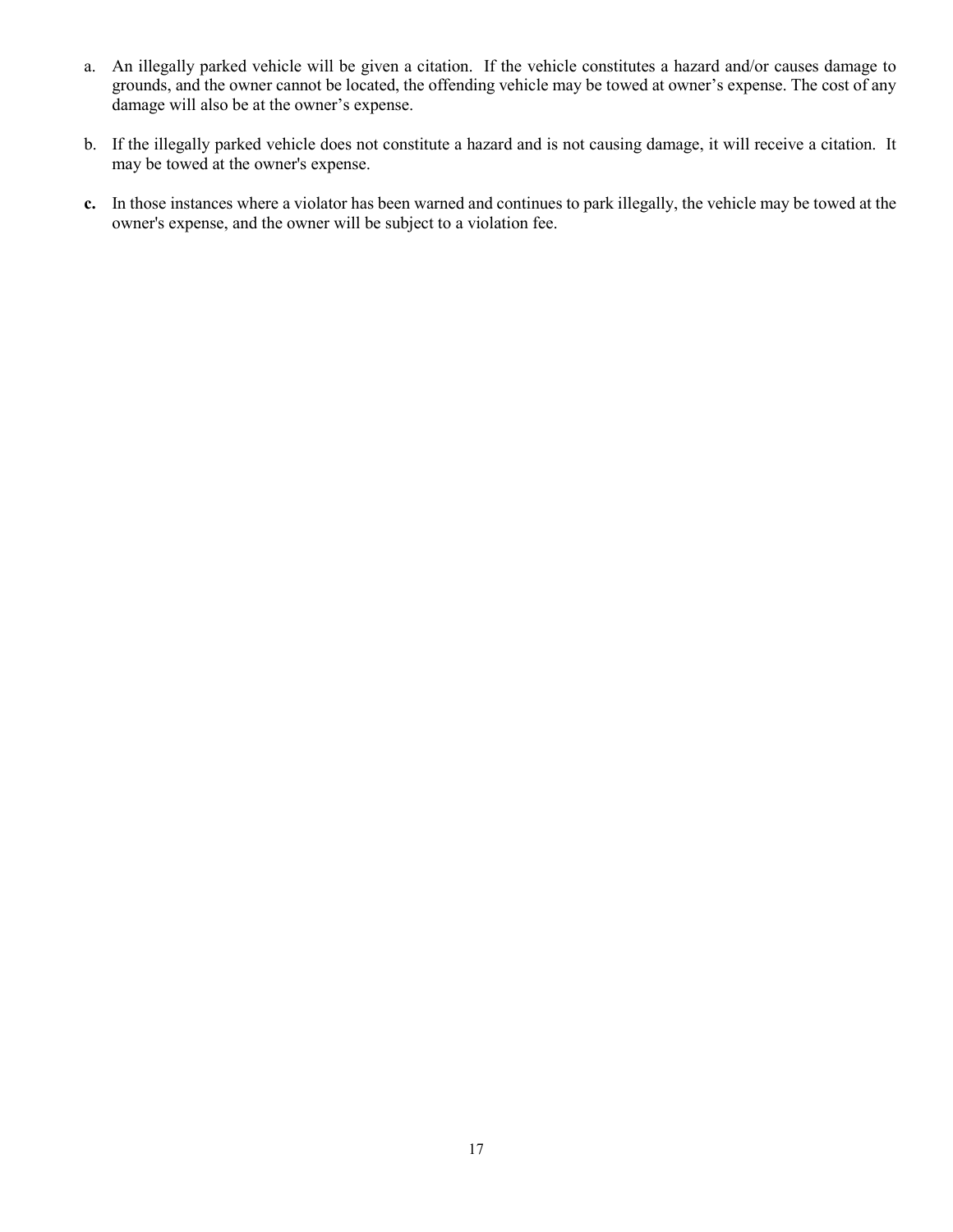a. An illegally parked vehicle will be given a citation. If the vehicle constitutes a hazard and/or causes damage to grounds, and the owner cannot be located, the offending vehicle may be towed at owner's expense. The cost of any damage will also be at the owner's expense.

b. If the illegally parked vehicle does not constitute a hazard and is not causing damage, it will receive a citation. It may be towed at the owner's expense.

**c.** In those instances where a violator has been warned and continues to park illegally, the vehicle may be towed at the owner's expense, and the owner will be subject to a violation fee.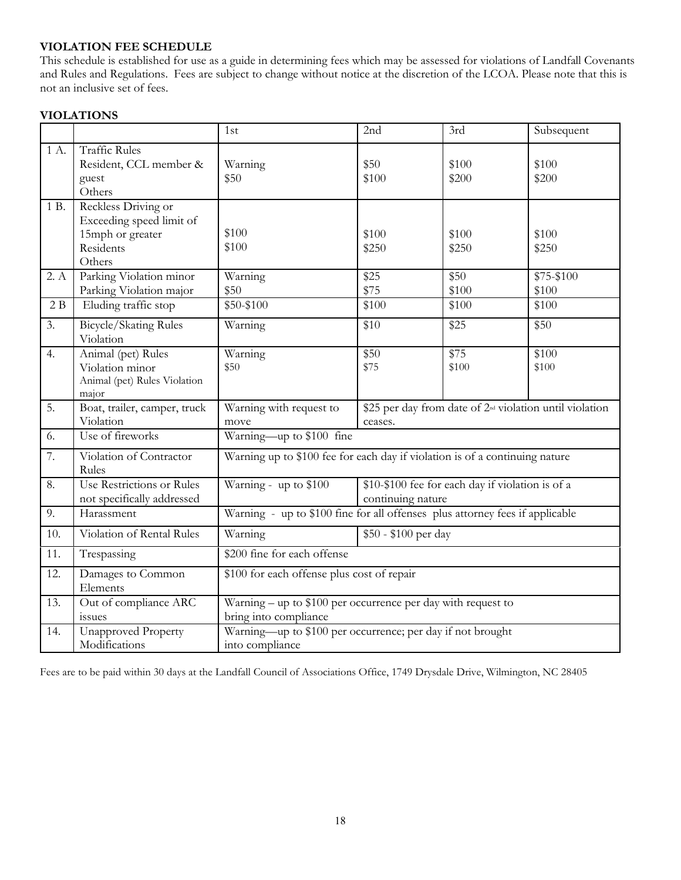**VIOLATION FEE SCHEDULE**

This schedule is established for use as a guide in determining fees which may be assessed for violations of Landfall Covenants and Rules and Regulations. Fees are subject to change without notice at the discretion of the LCOA. Please note that this is not an inclusive set of fees.

**VIOLATIONS**

| | | 1st | 2nd | 3rd | Subsequent |
|---|---|---|---|---|---|
| 1 A. | Traffic Rules<br>Resident, CCL member & guest<br>Others | Warning<br>$50 | $50<br>$100 | $100<br>$200 | $100<br>$200 |
| 1 B. | Reckless Driving or Exceeding speed limit of 15mph or greater<br>Residents<br>Others | $100<br>$100 | $100<br>$250 | $100<br>$250 | $100<br>$250 |
| 2. A | Parking Violation minor<br>Parking Violation major | Warning<br>$50 | $25<br>$75 | $50<br>$100 | $75-$100<br>$100 |
| 2 B | Eluding traffic stop | $50-$100 | $100 | $100 | $100 |
| 3. | Bicycle/Skating Rules Violation | Warning | $10 | $25 | $50 |
| 4. | Animal (pet) Rules Violation minor<br>Animal (pet) Rules Violation major | Warning<br>$50 | $50<br>$75 | $75<br>$100 | $100<br>$100 |
| 5. | Boat, trailer, camper, truck Violation | Warning with request to move | $25 per day from date of 2nd violation until violation ceases. | | |
| 6. | Use of fireworks | Warning—up to $100 fine | | | |
| 7. | Violation of Contractor Rules | Warning up to $100 fee for each day if violation is of a continuing nature | | | |
| 8. | Use Restrictions or Rules not specifically addressed | Warning - up to $100 | $10-$100 fee for each day if violation is of a continuing nature | | |
| 9. | Harassment | Warning - up to $100 fine for all offenses plus attorney fees if applicable | | | |
| 10. | Violation of Rental Rules | Warning | $50 - $100 per day | | |
| 11. | Trespassing | $200 fine for each offense | | | |
| 12. | Damages to Common Elements | $100 for each offense plus cost of repair | | | |
| 13. | Out of compliance ARC issues | Warning – up to $100 per occurrence per day with request to bring into compliance | | | |
| 14. | Unapproved Property Modifications | Warning—up to $100 per occurrence; per day if not brought into compliance | | | |

Fees are to be paid within 30 days at the Landfall Council of Associations Office, 1749 Drysdale Drive, Wilmington, NC 28405